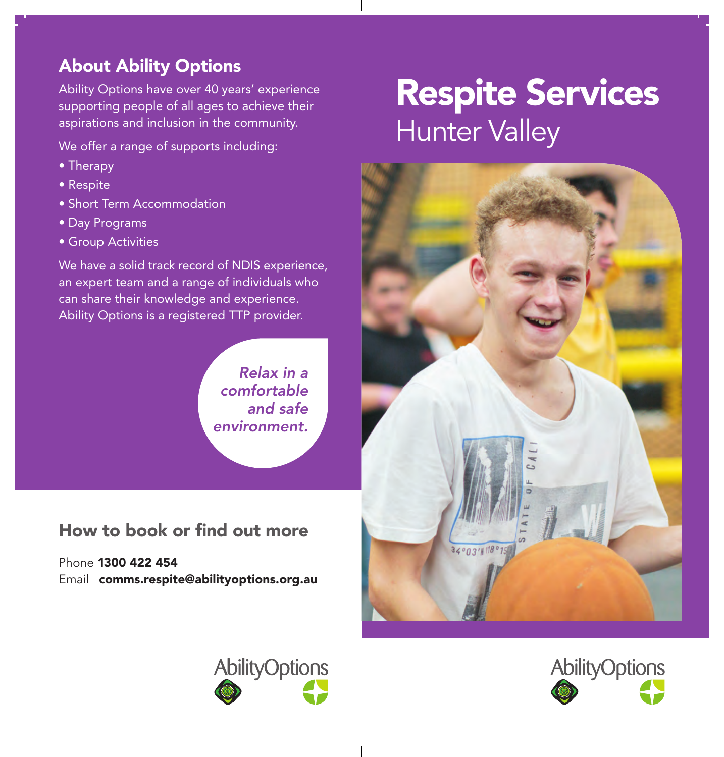## About Ability Options

Ability Options have over 40 years' experience supporting people of all ages to achieve their aspirations and inclusion in the community.

We offer a range of supports including:

- Therapy
- Respite
- Short Term Accommodation
- Day Programs
- Group Activities

We have a solid track record of NDIS experience, an expert team and a range of individuals who can share their knowledge and experience. Ability Options is a registered TTP provider.

*Relax in a comfortable and safe environment.*

## How to book or find out more

Phone **1300 422 454**
Email **comms.respite@abilityoptions.org.au**

AbilityOptions

# Respite Services

Hunter Valley

AbilityOptions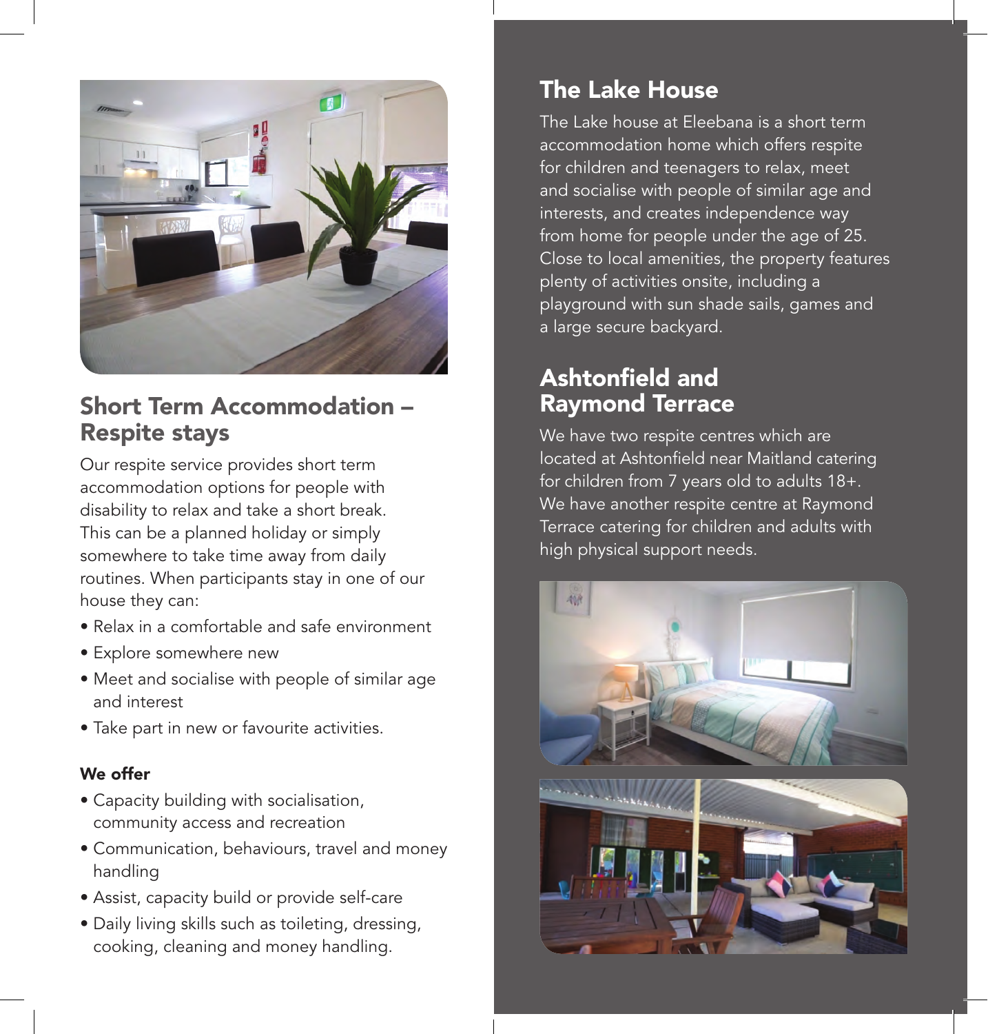## Short Term Accommodation – Respite stays

Our respite service provides short term accommodation options for people with disability to relax and take a short break. This can be a planned holiday or simply somewhere to take time away from daily routines. When participants stay in one of our house they can:

- Relax in a comfortable and safe environment
- Explore somewhere new
- Meet and socialise with people of similar age and interest
- Take part in new or favourite activities.

**We offer**

- Capacity building with socialisation, community access and recreation
- Communication, behaviours, travel and money handling
- Assist, capacity build or provide self-care
- Daily living skills such as toileting, dressing, cooking, cleaning and money handling.

## The Lake House

The Lake house at Eleebana is a short term accommodation home which offers respite for children and teenagers to relax, meet and socialise with people of similar age and interests, and creates independence way from home for people under the age of 25. Close to local amenities, the property features plenty of activities onsite, including a playground with sun shade sails, games and a large secure backyard.

## Ashtonfield and Raymond Terrace

We have two respite centres which are located at Ashtonfield near Maitland catering for children from 7 years old to adults 18+. We have another respite centre at Raymond Terrace catering for children and adults with high physical support needs.